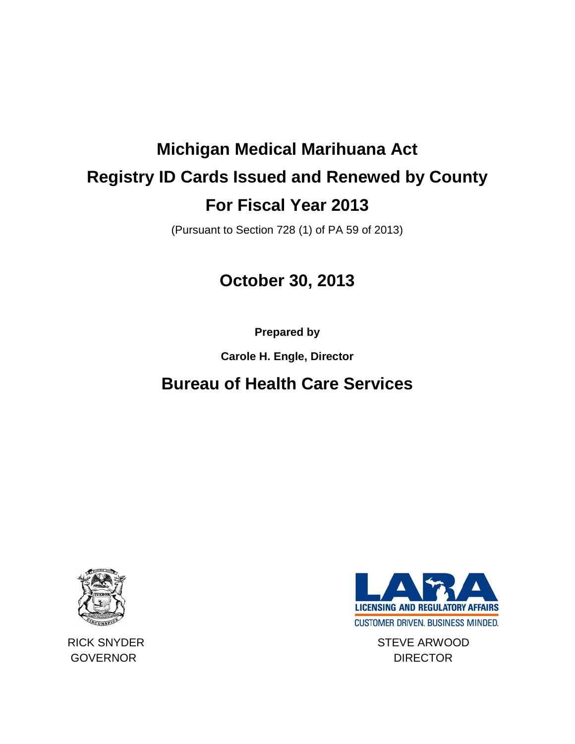# Michigan Medical Marihuana Act

# Registry ID Cards Issued and Renewed by County

# For Fiscal Year 2013

(Pursuant to Section 728 (1) of PA 59 of 2013)

## October 30, 2013

**Prepared by**

**Carole H. Engle, Director**

## Bureau of Health Care Services

LICENSING AND REGULATORY AFFAIRS

CUSTOMER DRIVEN. BUSINESS MINDED.

RICK SNYDER
GOVERNOR

STEVE ARWOOD
DIRECTOR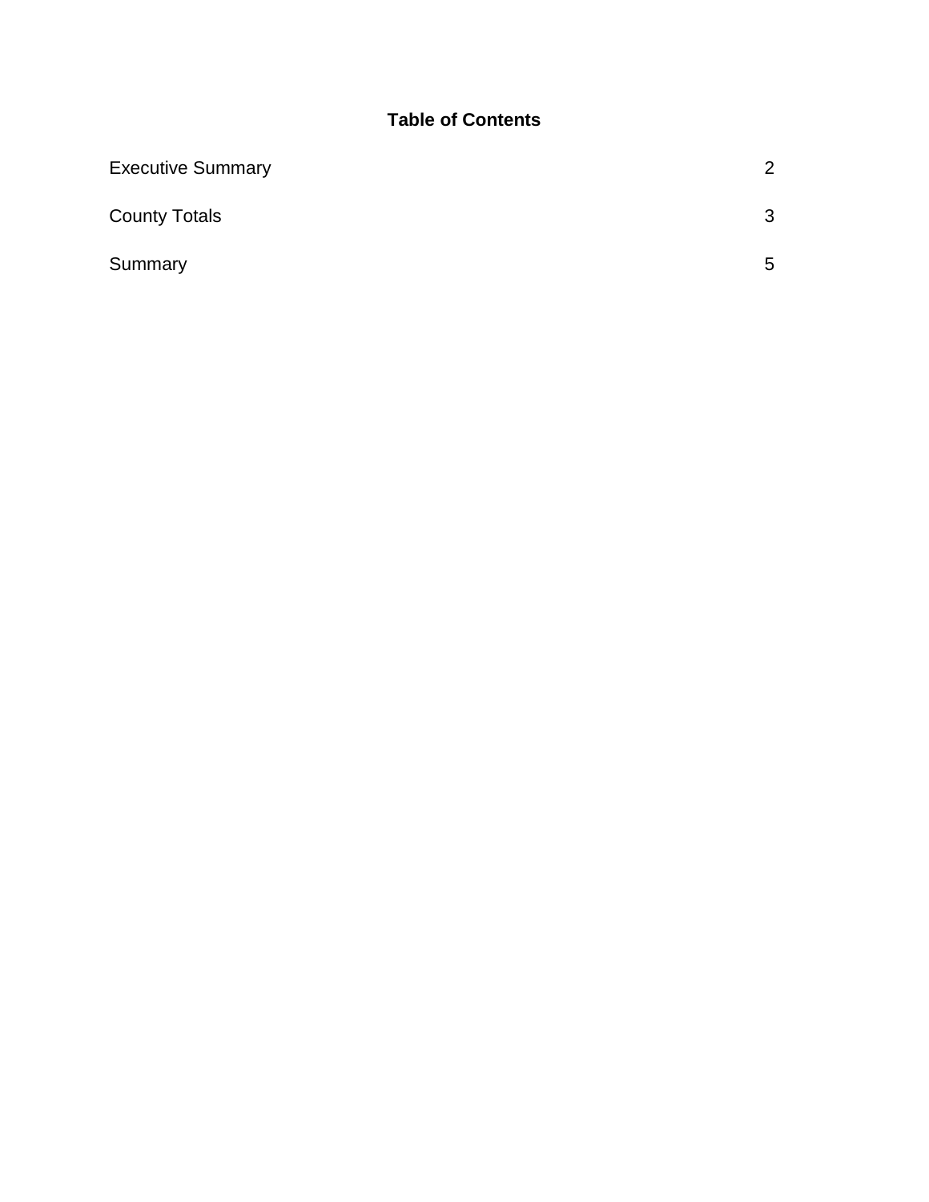## Table of Contents

| | |
|---|---|
| Executive Summary | 2 |
| County Totals | 3 |
| Summary | 5 |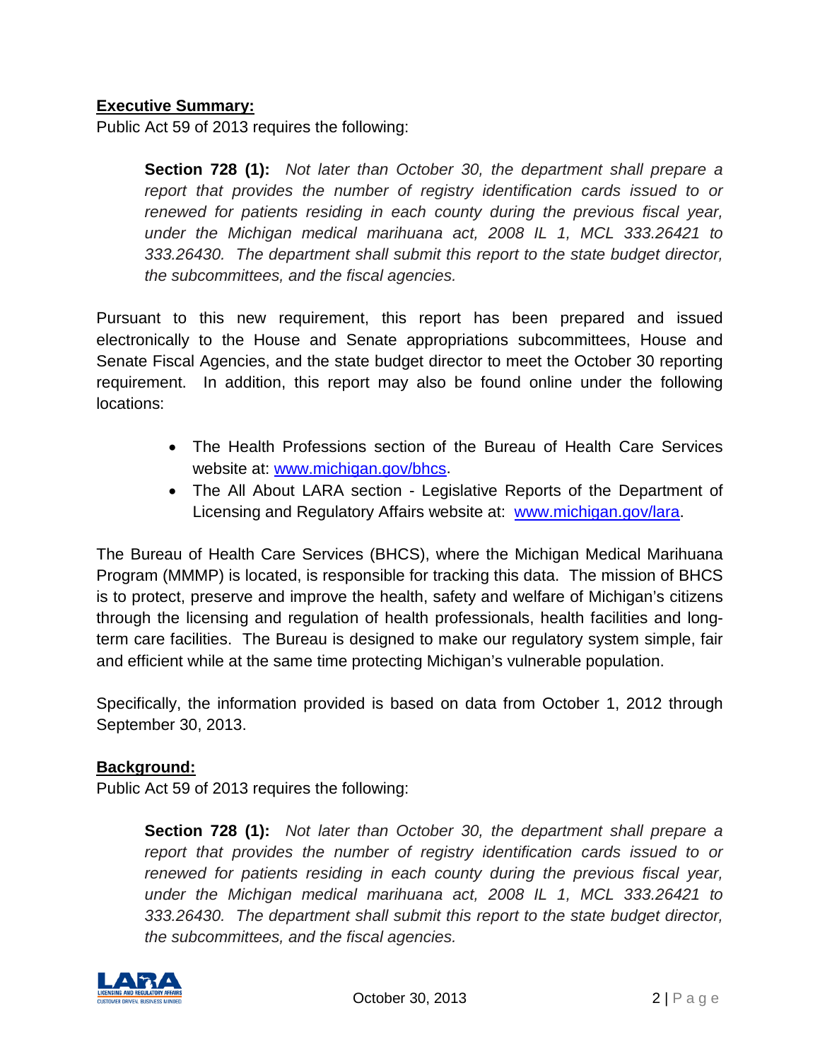**Executive Summary:**

Public Act 59 of 2013 requires the following:

> **Section 728 (1):** *Not later than October 30, the department shall prepare a report that provides the number of registry identification cards issued to or renewed for patients residing in each county during the previous fiscal year, under the Michigan medical marihuana act, 2008 IL 1, MCL 333.26421 to 333.26430. The department shall submit this report to the state budget director, the subcommittees, and the fiscal agencies.*

Pursuant to this new requirement, this report has been prepared and issued electronically to the House and Senate appropriations subcommittees, House and Senate Fiscal Agencies, and the state budget director to meet the October 30 reporting requirement. In addition, this report may also be found online under the following locations:

- The Health Professions section of the Bureau of Health Care Services website at: www.michigan.gov/bhcs.
- The All About LARA section - Legislative Reports of the Department of Licensing and Regulatory Affairs website at: www.michigan.gov/lara.

The Bureau of Health Care Services (BHCS), where the Michigan Medical Marihuana Program (MMMP) is located, is responsible for tracking this data. The mission of BHCS is to protect, preserve and improve the health, safety and welfare of Michigan's citizens through the licensing and regulation of health professionals, health facilities and long-term care facilities. The Bureau is designed to make our regulatory system simple, fair and efficient while at the same time protecting Michigan's vulnerable population.

Specifically, the information provided is based on data from October 1, 2012 through September 30, 2013.

**Background:**

Public Act 59 of 2013 requires the following:

> **Section 728 (1):** *Not later than October 30, the department shall prepare a report that provides the number of registry identification cards issued to or renewed for patients residing in each county during the previous fiscal year, under the Michigan medical marihuana act, 2008 IL 1, MCL 333.26421 to 333.26430. The department shall submit this report to the state budget director, the subcommittees, and the fiscal agencies.*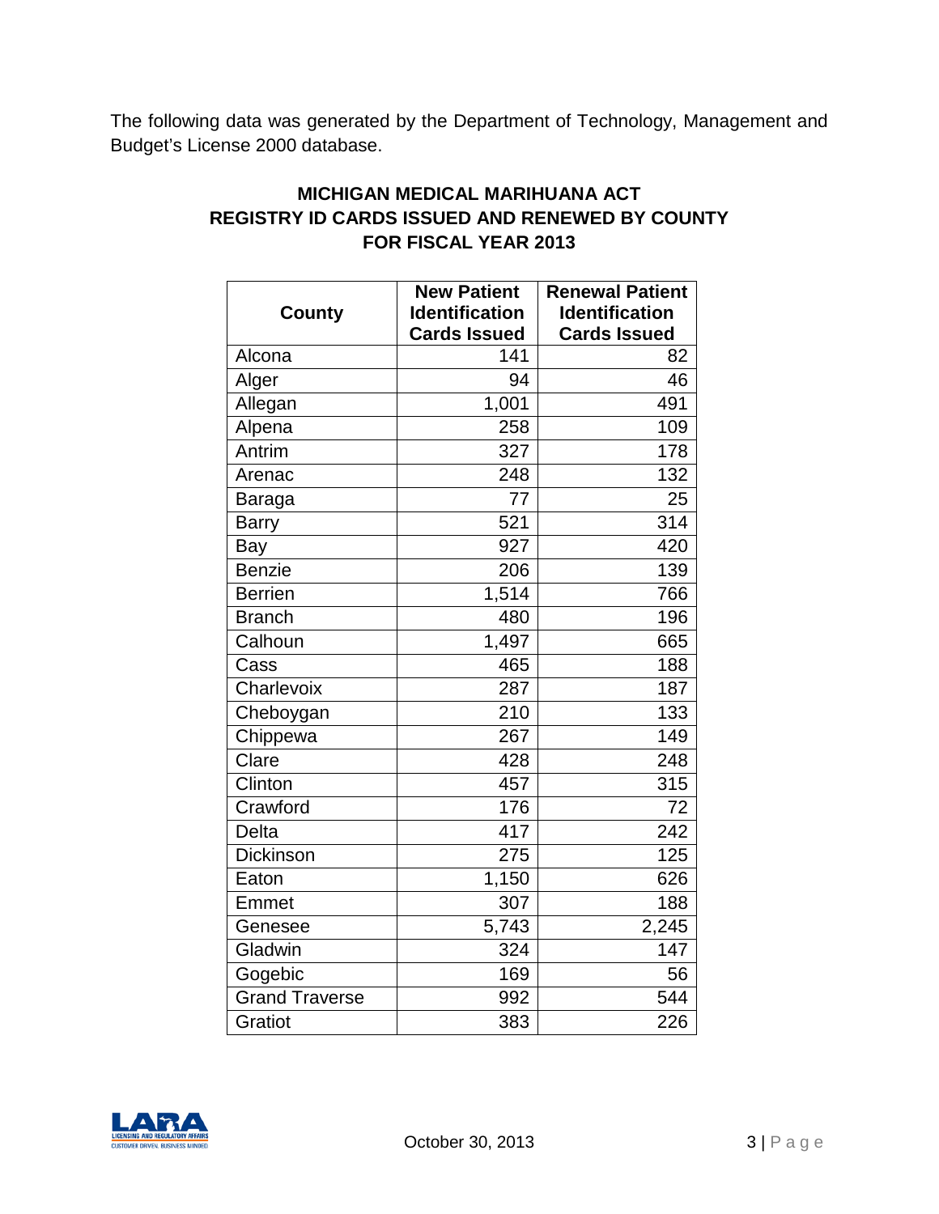The following data was generated by the Department of Technology, Management and Budget's License 2000 database.

## MICHIGAN MEDICAL MARIHUANA ACT
## REGISTRY ID CARDS ISSUED AND RENEWED BY COUNTY
## FOR FISCAL YEAR 2013

| County | New Patient Identification Cards Issued | Renewal Patient Identification Cards Issued |
|---|---|---|
| Alcona | 141 | 82 |
| Alger | 94 | 46 |
| Allegan | 1,001 | 491 |
| Alpena | 258 | 109 |
| Antrim | 327 | 178 |
| Arenac | 248 | 132 |
| Baraga | 77 | 25 |
| Barry | 521 | 314 |
| Bay | 927 | 420 |
| Benzie | 206 | 139 |
| Berrien | 1,514 | 766 |
| Branch | 480 | 196 |
| Calhoun | 1,497 | 665 |
| Cass | 465 | 188 |
| Charlevoix | 287 | 187 |
| Cheboygan | 210 | 133 |
| Chippewa | 267 | 149 |
| Clare | 428 | 248 |
| Clinton | 457 | 315 |
| Crawford | 176 | 72 |
| Delta | 417 | 242 |
| Dickinson | 275 | 125 |
| Eaton | 1,150 | 626 |
| Emmet | 307 | 188 |
| Genesee | 5,743 | 2,245 |
| Gladwin | 324 | 147 |
| Gogebic | 169 | 56 |
| Grand Traverse | 992 | 544 |
| Gratiot | 383 | 226 |

October 30, 2013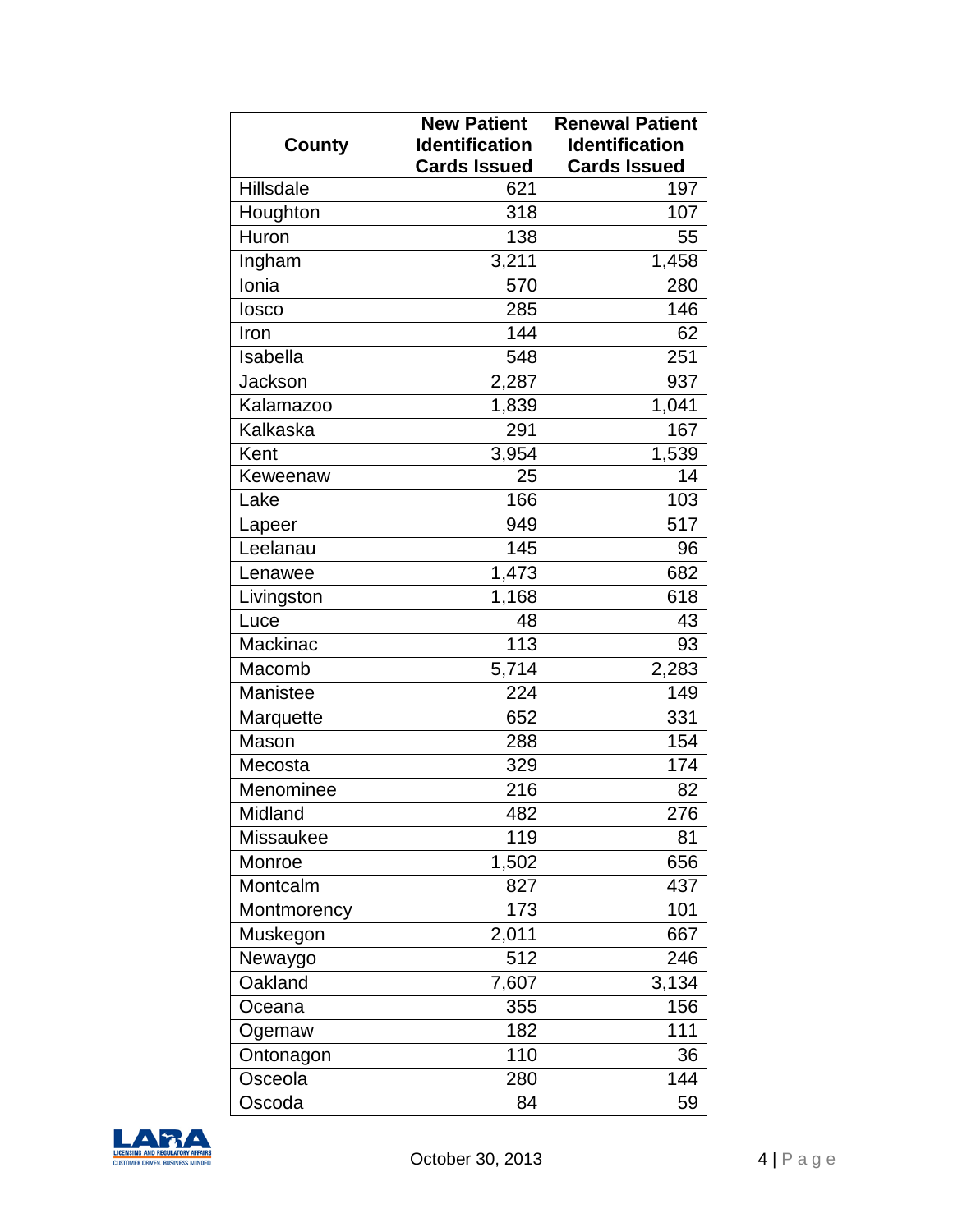| County | New Patient Identification Cards Issued | Renewal Patient Identification Cards Issued |
|---|---|---|
| Hillsdale | 621 | 197 |
| Houghton | 318 | 107 |
| Huron | 138 | 55 |
| Ingham | 3,211 | 1,458 |
| Ionia | 570 | 280 |
| Iosco | 285 | 146 |
| Iron | 144 | 62 |
| Isabella | 548 | 251 |
| Jackson | 2,287 | 937 |
| Kalamazoo | 1,839 | 1,041 |
| Kalkaska | 291 | 167 |
| Kent | 3,954 | 1,539 |
| Keweenaw | 25 | 14 |
| Lake | 166 | 103 |
| Lapeer | 949 | 517 |
| Leelanau | 145 | 96 |
| Lenawee | 1,473 | 682 |
| Livingston | 1,168 | 618 |
| Luce | 48 | 43 |
| Mackinac | 113 | 93 |
| Macomb | 5,714 | 2,283 |
| Manistee | 224 | 149 |
| Marquette | 652 | 331 |
| Mason | 288 | 154 |
| Mecosta | 329 | 174 |
| Menominee | 216 | 82 |
| Midland | 482 | 276 |
| Missaukee | 119 | 81 |
| Monroe | 1,502 | 656 |
| Montcalm | 827 | 437 |
| Montmorency | 173 | 101 |
| Muskegon | 2,011 | 667 |
| Newaygo | 512 | 246 |
| Oakland | 7,607 | 3,134 |
| Oceana | 355 | 156 |
| Ogemaw | 182 | 111 |
| Ontonagon | 110 | 36 |
| Osceola | 280 | 144 |
| Oscoda | 84 | 59 |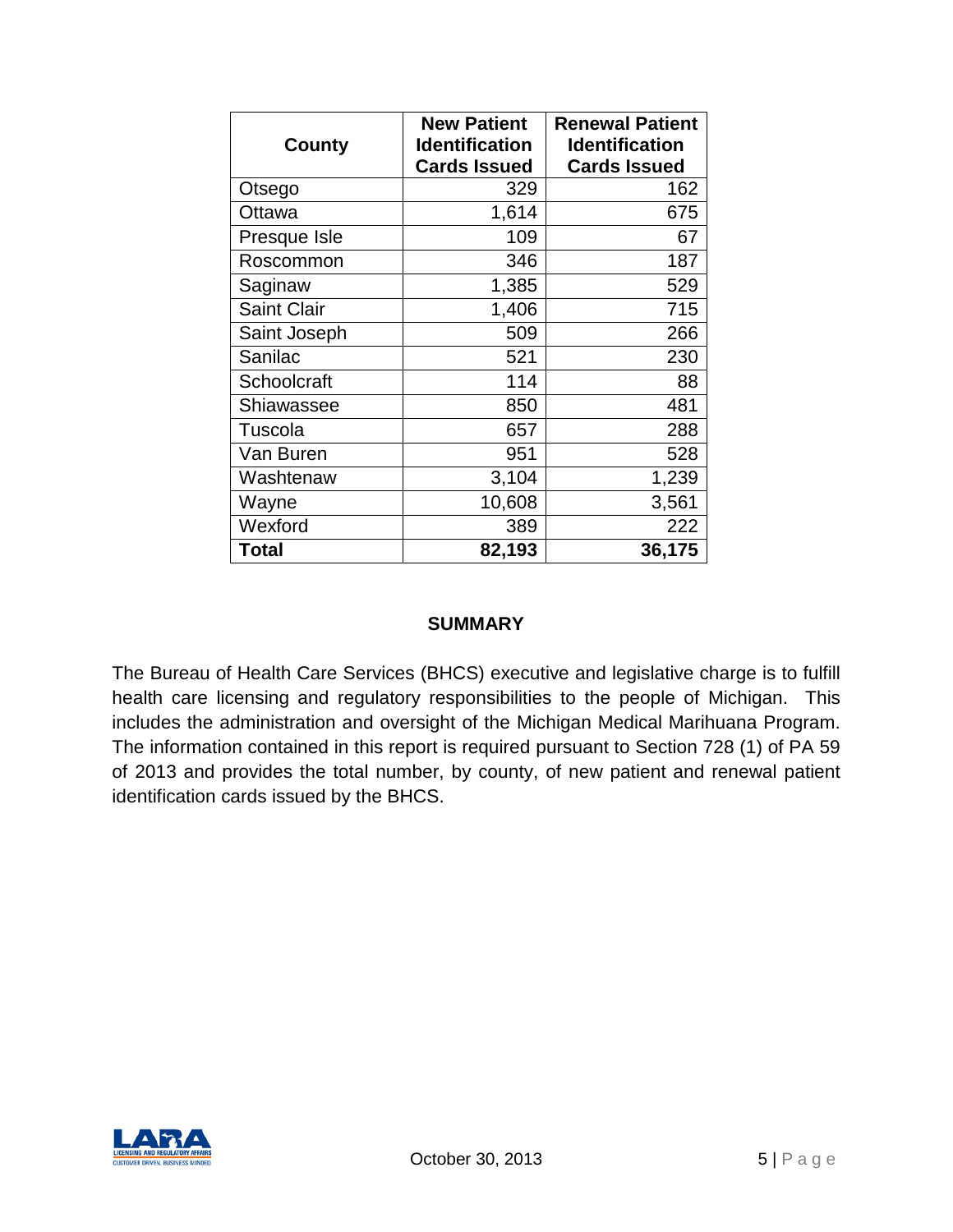| County | New Patient Identification Cards Issued | Renewal Patient Identification Cards Issued |
|---|---|---|
| Otsego | 329 | 162 |
| Ottawa | 1,614 | 675 |
| Presque Isle | 109 | 67 |
| Roscommon | 346 | 187 |
| Saginaw | 1,385 | 529 |
| Saint Clair | 1,406 | 715 |
| Saint Joseph | 509 | 266 |
| Sanilac | 521 | 230 |
| Schoolcraft | 114 | 88 |
| Shiawassee | 850 | 481 |
| Tuscola | 657 | 288 |
| Van Buren | 951 | 528 |
| Washtenaw | 3,104 | 1,239 |
| Wayne | 10,608 | 3,561 |
| Wexford | 389 | 222 |
| **Total** | **82,193** | **36,175** |

## SUMMARY

The Bureau of Health Care Services (BHCS) executive and legislative charge is to fulfill health care licensing and regulatory responsibilities to the people of Michigan. This includes the administration and oversight of the Michigan Medical Marihuana Program. The information contained in this report is required pursuant to Section 728 (1) of PA 59 of 2013 and provides the total number, by county, of new patient and renewal patient identification cards issued by the BHCS.